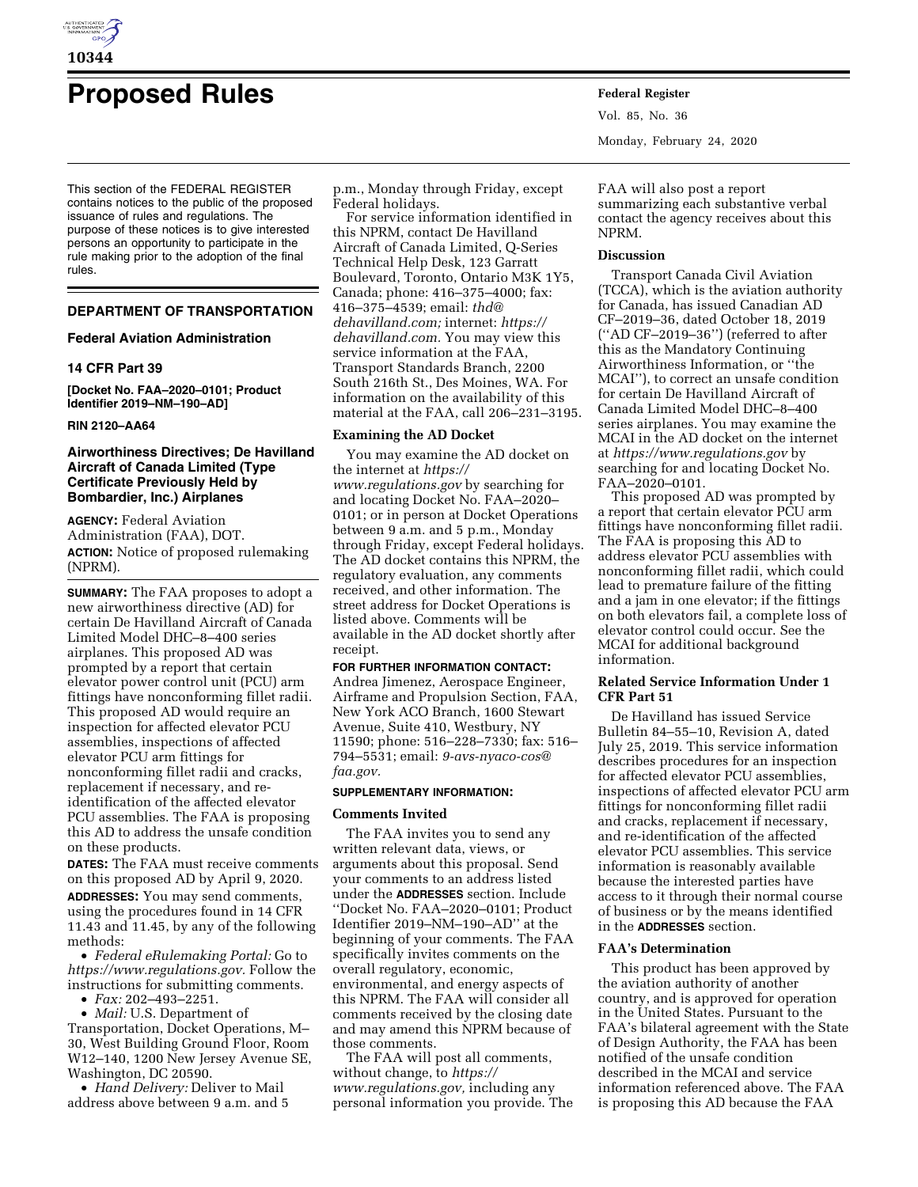# Proposed Rules

This section of the FEDERAL REGISTER contains notices to the public of the proposed issuance of rules and regulations. The purpose of these notices is to give interested persons an opportunity to participate in the rule making prior to the adoption of the final rules.

## DEPARTMENT OF TRANSPORTATION

### Federal Aviation Administration

### 14 CFR Part 39

**[Docket No. FAA–2020–0101; Product Identifier 2019–NM–190–AD]**

**RIN 2120–AA64**

### Airworthiness Directives; De Havilland Aircraft of Canada Limited (Type Certificate Previously Held by Bombardier, Inc.) Airplanes

**AGENCY:** Federal Aviation Administration (FAA), DOT.

**ACTION:** Notice of proposed rulemaking (NPRM).

**SUMMARY:** The FAA proposes to adopt a new airworthiness directive (AD) for certain De Havilland Aircraft of Canada Limited Model DHC–8–400 series airplanes. This proposed AD was prompted by a report that certain elevator power control unit (PCU) arm fittings have nonconforming fillet radii. This proposed AD would require an inspection for affected elevator PCU assemblies, inspections of affected elevator PCU arm fittings for nonconforming fillet radii and cracks, replacement if necessary, and re-identification of the affected elevator PCU assemblies. The FAA is proposing this AD to address the unsafe condition on these products.

**DATES:** The FAA must receive comments on this proposed AD by April 9, 2020.

**ADDRESSES:** You may send comments, using the procedures found in 14 CFR 11.43 and 11.45, by any of the following methods:

- *Federal eRulemaking Portal:* Go to *https://www.regulations.gov*. Follow the instructions for submitting comments.
- *Fax:* 202–493–2251.
- *Mail:* U.S. Department of Transportation, Docket Operations, M–30, West Building Ground Floor, Room W12–140, 1200 New Jersey Avenue SE, Washington, DC 20590.
- *Hand Delivery:* Deliver to Mail address above between 9 a.m. and 5 p.m., Monday through Friday, except Federal holidays.

For service information identified in this NPRM, contact De Havilland Aircraft of Canada Limited, Q-Series Technical Help Desk, 123 Garratt Boulevard, Toronto, Ontario M3K 1Y5, Canada; phone: 416–375–4000; fax: 416–375–4539; email: *thd@dehavilland.com;* internet: *https://dehavilland.com.* You may view this service information at the FAA, Transport Standards Branch, 2200 South 216th St., Des Moines, WA. For information on the availability of this material at the FAA, call 206–231–3195.

#### Examining the AD Docket

You may examine the AD docket on the internet at *https://www.regulations.gov* by searching for and locating Docket No. FAA–2020–0101; or in person at Docket Operations between 9 a.m. and 5 p.m., Monday through Friday, except Federal holidays. The AD docket contains this NPRM, the regulatory evaluation, any comments received, and other information. The street address for Docket Operations is listed above. Comments will be available in the AD docket shortly after receipt.

**FOR FURTHER INFORMATION CONTACT:** Andrea Jimenez, Aerospace Engineer, Airframe and Propulsion Section, FAA, New York ACO Branch, 1600 Stewart Avenue, Suite 410, Westbury, NY 11590; phone: 516–228–7330; fax: 516–794–5531; email: *9-avs-nyaco-cos@faa.gov.*

**SUPPLEMENTARY INFORMATION:**

#### Comments Invited

The FAA invites you to send any written relevant data, views, or arguments about this proposal. Send your comments to an address listed under the **ADDRESSES** section. Include ''Docket No. FAA–2020–0101; Product Identifier 2019–NM–190–AD'' at the beginning of your comments. The FAA specifically invites comments on the overall regulatory, economic, environmental, and energy aspects of this NPRM. The FAA will consider all comments received by the closing date and may amend this NPRM because of those comments.

The FAA will post all comments, without change, to *https://www.regulations.gov,* including any personal information you provide. The FAA will also post a report summarizing each substantive verbal contact the agency receives about this NPRM.

#### Discussion

Transport Canada Civil Aviation (TCCA), which is the aviation authority for Canada, has issued Canadian AD CF–2019–36, dated October 18, 2019 (''AD CF–2019–36'') (referred to after this as the Mandatory Continuing Airworthiness Information, or ''the MCAI''), to correct an unsafe condition for certain De Havilland Aircraft of Canada Limited Model DHC–8–400 series airplanes. You may examine the MCAI in the AD docket on the internet at *https://www.regulations.gov* by searching for and locating Docket No. FAA–2020–0101.

This proposed AD was prompted by a report that certain elevator PCU arm fittings have nonconforming fillet radii. The FAA is proposing this AD to address elevator PCU assemblies with nonconforming fillet radii, which could lead to premature failure of the fitting and a jam in one elevator; if the fittings on both elevators fail, a complete loss of elevator control could occur. See the MCAI for additional background information.

#### Related Service Information Under 1 CFR Part 51

De Havilland has issued Service Bulletin 84–55–10, Revision A, dated July 25, 2019. This service information describes procedures for an inspection for affected elevator PCU assemblies, inspections of affected elevator PCU arm fittings for nonconforming fillet radii and cracks, replacement if necessary, and re-identification of the affected elevator PCU assemblies. This service information is reasonably available because the interested parties have access to it through their normal course of business or by the means identified in the **ADDRESSES** section.

#### FAA's Determination

This product has been approved by the aviation authority of another country, and is approved for operation in the United States. Pursuant to the FAA's bilateral agreement with the State of Design Authority, the FAA has been notified of the unsafe condition described in the MCAI and service information referenced above. The FAA is proposing this AD because the FAA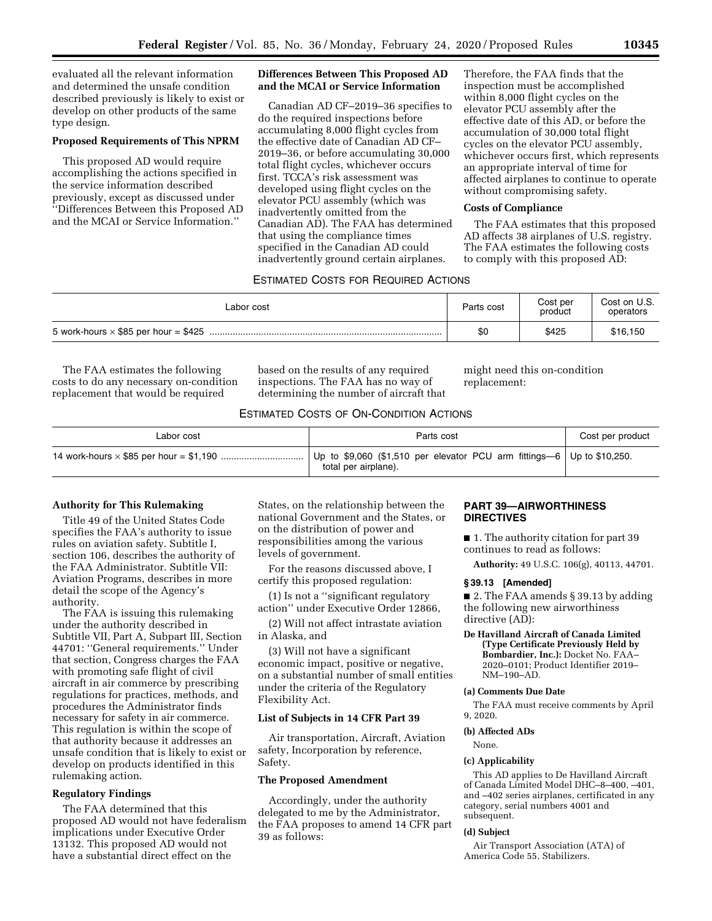evaluated all the relevant information and determined the unsafe condition described previously is likely to exist or develop on other products of the same type design.

**Proposed Requirements of This NPRM**

This proposed AD would require accomplishing the actions specified in the service information described previously, except as discussed under ''Differences Between this Proposed AD and the MCAI or Service Information.''

**Differences Between This Proposed AD and the MCAI or Service Information**

Canadian AD CF–2019–36 specifies to do the required inspections before accumulating 8,000 flight cycles from the effective date of Canadian AD CF–2019–36, or before accumulating 30,000 total flight cycles, whichever occurs first. TCCA's risk assessment was developed using flight cycles on the elevator PCU assembly (which was inadvertently omitted from the Canadian AD). The FAA has determined that using the compliance times specified in the Canadian AD could inadvertently ground certain airplanes. Therefore, the FAA finds that the inspection must be accomplished within 8,000 flight cycles on the elevator PCU assembly after the effective date of this AD, or before the accumulation of 30,000 total flight cycles on the elevator PCU assembly, whichever occurs first, which represents an appropriate interval of time for affected airplanes to continue to operate without compromising safety.

**Costs of Compliance**

The FAA estimates that this proposed AD affects 38 airplanes of U.S. registry. The FAA estimates the following costs to comply with this proposed AD:

ESTIMATED COSTS FOR REQUIRED ACTIONS

| Labor cost | Parts cost | Cost per product | Cost on U.S. operators |
|---|---|---|---|
| 5 work-hours × $85 per hour = $425 | $0 | $425 | $16,150 |

The FAA estimates the following costs to do any necessary on-condition replacement that would be required based on the results of any required inspections. The FAA has no way of determining the number of aircraft that might need this on-condition replacement:

ESTIMATED COSTS OF ON-CONDITION ACTIONS

| Labor cost | Parts cost | Cost per product |
|---|---|---|
| 14 work-hours × $85 per hour = $1,190 | Up to $9,060 ($1,510 per elevator PCU arm fittings—6 total per airplane). | Up to $10,250. |

**Authority for This Rulemaking**

Title 49 of the United States Code specifies the FAA's authority to issue rules on aviation safety. Subtitle I, section 106, describes the authority of the FAA Administrator. Subtitle VII: Aviation Programs, describes in more detail the scope of the Agency's authority.

The FAA is issuing this rulemaking under the authority described in Subtitle VII, Part A, Subpart III, Section 44701: ''General requirements.'' Under that section, Congress charges the FAA with promoting safe flight of civil aircraft in air commerce by prescribing regulations for practices, methods, and procedures the Administrator finds necessary for safety in air commerce. This regulation is within the scope of that authority because it addresses an unsafe condition that is likely to exist or develop on products identified in this rulemaking action.

**Regulatory Findings**

The FAA determined that this proposed AD would not have federalism implications under Executive Order 13132. This proposed AD would not have a substantial direct effect on the States, on the relationship between the national Government and the States, or on the distribution of power and responsibilities among the various levels of government.

For the reasons discussed above, I certify this proposed regulation:

(1) Is not a ''significant regulatory action'' under Executive Order 12866,

(2) Will not affect intrastate aviation in Alaska, and

(3) Will not have a significant economic impact, positive or negative, on a substantial number of small entities under the criteria of the Regulatory Flexibility Act.

**List of Subjects in 14 CFR Part 39**

Air transportation, Aircraft, Aviation safety, Incorporation by reference, Safety.

**The Proposed Amendment**

Accordingly, under the authority delegated to me by the Administrator, the FAA proposes to amend 14 CFR part 39 as follows:

**PART 39—AIRWORTHINESS DIRECTIVES**

■ 1. The authority citation for part 39 continues to read as follows:

**Authority:** 49 U.S.C. 106(g), 40113, 44701.

**§ 39.13 [Amended]**

■ 2. The FAA amends § 39.13 by adding the following new airworthiness directive (AD):

**De Havilland Aircraft of Canada Limited (Type Certificate Previously Held by Bombardier, Inc.):** Docket No. FAA–2020–0101; Product Identifier 2019–NM–190–AD.

**(a) Comments Due Date**

The FAA must receive comments by April 9, 2020.

**(b) Affected ADs**

None.

**(c) Applicability**

This AD applies to De Havilland Aircraft of Canada Limited Model DHC–8–400, –401, and –402 series airplanes, certificated in any category, serial numbers 4001 and subsequent.

**(d) Subject**

Air Transport Association (ATA) of America Code 55, Stabilizers.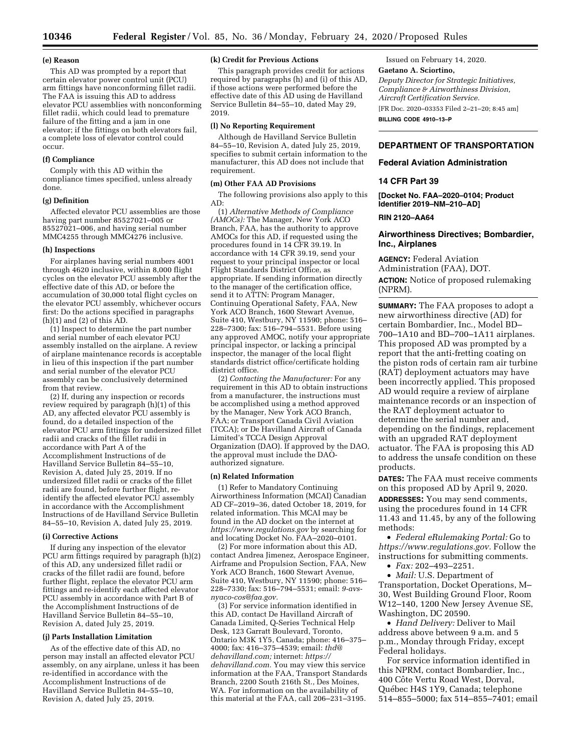#### (e) Reason

This AD was prompted by a report that certain elevator power control unit (PCU) arm fittings have nonconforming fillet radii. The FAA is issuing this AD to address elevator PCU assemblies with nonconforming fillet radii, which could lead to premature failure of the fitting and a jam in one elevator; if the fittings on both elevators fail, a complete loss of elevator control could occur.

#### (f) Compliance

Comply with this AD within the compliance times specified, unless already done.

#### (g) Definition

Affected elevator PCU assemblies are those having part number 85527021–005 or 85527021–006, and having serial number MMC4255 through MMC4276 inclusive.

#### (h) Inspections

For airplanes having serial numbers 4001 through 4620 inclusive, within 8,000 flight cycles on the elevator PCU assembly after the effective date of this AD, or before the accumulation of 30,000 total flight cycles on the elevator PCU assembly, whichever occurs first: Do the actions specified in paragraphs (h)(1) and (2) of this AD.

(1) Inspect to determine the part number and serial number of each elevator PCU assembly installed on the airplane. A review of airplane maintenance records is acceptable in lieu of this inspection if the part number and serial number of the elevator PCU assembly can be conclusively determined from that review.

(2) If, during any inspection or records review required by paragraph (h)(1) of this AD, any affected elevator PCU assembly is found, do a detailed inspection of the elevator PCU arm fittings for undersized fillet radii and cracks of the fillet radii in accordance with Part A of the Accomplishment Instructions of De Havilland Service Bulletin 84–55–10, Revision A, dated July 25, 2019. If no undersized fillet radii or cracks of the fillet radii are found, before further flight, re-identify the affected elevator PCU assembly in accordance with the Accomplishment Instructions of de Havilland Service Bulletin 84–55–10, Revision A, dated July 25, 2019.

#### (i) Corrective Actions

If during any inspection of the elevator PCU arm fittings required by paragraph (h)(2) of this AD, any undersized fillet radii or cracks of the fillet radii are found, before further flight, replace the elevator PCU arm fittings and re-identify each affected elevator PCU assembly in accordance with Part B of the Accomplishment Instructions of de Havilland Service Bulletin 84–55–10, Revision A, dated July 25, 2019.

#### (j) Parts Installation Limitation

As of the effective date of this AD, no person may install an affected elevator PCU assembly, on any airplane, unless it has been re-identified in accordance with the Accomplishment Instructions of de Havilland Service Bulletin 84–55–10, Revision A, dated July 25, 2019.

#### (k) Credit for Previous Actions

This paragraph provides credit for actions required by paragraphs (h) and (i) of this AD, if those actions were performed before the effective date of this AD using de Havilland Service Bulletin 84–55–10, dated May 29, 2019.

#### (l) No Reporting Requirement

Although de Havilland Service Bulletin 84–55–10, Revision A, dated July 25, 2019, specifies to submit certain information to the manufacturer, this AD does not include that requirement.

#### (m) Other FAA AD Provisions

The following provisions also apply to this AD:

(1) *Alternative Methods of Compliance (AMOCs):* The Manager, New York ACO Branch, FAA, has the authority to approve AMOCs for this AD, if requested using the procedures found in 14 CFR 39.19. In accordance with 14 CFR 39.19, send your request to your principal inspector or local Flight Standards District Office, as appropriate. If sending information directly to the manager of the certification office, send it to ATTN: Program Manager, Continuing Operational Safety, FAA, New York ACO Branch, 1600 Stewart Avenue, Suite 410, Westbury, NY 11590; phone: 516–228–7300; fax: 516–794–5531. Before using any approved AMOC, notify your appropriate principal inspector, or lacking a principal inspector, the manager of the local flight standards district office/certificate holding district office.

(2) *Contacting the Manufacturer:* For any requirement in this AD to obtain instructions from a manufacturer, the instructions must be accomplished using a method approved by the Manager, New York ACO Branch, FAA; or Transport Canada Civil Aviation (TCCA); or De Havilland Aircraft of Canada Limited's TCCA Design Approval Organization (DAO). If approved by the DAO, the approval must include the DAO-authorized signature.

#### (n) Related Information

(1) Refer to Mandatory Continuing Airworthiness Information (MCAI) Canadian AD CF–2019–36, dated October 18, 2019, for related information. This MCAI may be found in the AD docket on the internet at *https://www.regulations.gov* by searching for and locating Docket No. FAA–2020–0101.

(2) For more information about this AD, contact Andrea Jimenez, Aerospace Engineer, Airframe and Propulsion Section, FAA, New York ACO Branch, 1600 Stewart Avenue, Suite 410, Westbury, NY 11590; phone: 516–228–7330; fax: 516–794–5531; email: *9-avs-nyaco-cos@faa.gov.*

(3) For service information identified in this AD, contact De Havilland Aircraft of Canada Limited, Q-Series Technical Help Desk, 123 Garratt Boulevard, Toronto, Ontario M3K 1Y5, Canada; phone: 416–375–4000; fax: 416–375–4539; email: *thd@dehavilland.com;* internet: *https://dehavilland.com.* You may view this service information at the FAA, Transport Standards Branch, 2200 South 216th St., Des Moines, WA. For information on the availability of this material at the FAA, call 206–231–3195.

Issued on February 14, 2020.

**Gaetano A. Sciortino,**

*Deputy Director for Strategic Initiatives, Compliance & Airworthiness Division, Aircraft Certification Service.*

[FR Doc. 2020–03353 Filed 2–21–20; 8:45 am]

**BILLING CODE 4910–13–P**

---

## DEPARTMENT OF TRANSPORTATION

## Federal Aviation Administration

## 14 CFR Part 39

**[Docket No. FAA–2020–0104; Product Identifier 2019–NM–210–AD]**

**RIN 2120–AA64**

## Airworthiness Directives; Bombardier, Inc., Airplanes

**AGENCY:** Federal Aviation Administration (FAA), DOT.

**ACTION:** Notice of proposed rulemaking (NPRM).

**SUMMARY:** The FAA proposes to adopt a new airworthiness directive (AD) for certain Bombardier, Inc., Model BD–700–1A10 and BD–700–1A11 airplanes. This proposed AD was prompted by a report that the anti-fretting coating on the piston rods of certain ram air turbine (RAT) deployment actuators may have been incorrectly applied. This proposed AD would require a review of airplane maintenance records or an inspection of the RAT deployment actuator to determine the serial number and, depending on the findings, replacement with an upgraded RAT deployment actuator. The FAA is proposing this AD to address the unsafe condition on these products.

**DATES:** The FAA must receive comments on this proposed AD by April 9, 2020.

**ADDRESSES:** You may send comments, using the procedures found in 14 CFR 11.43 and 11.45, by any of the following methods:

- *Federal eRulemaking Portal:* Go to *https://www.regulations.gov.* Follow the instructions for submitting comments.
- *Fax:* 202–493–2251.
- *Mail:* U.S. Department of Transportation, Docket Operations, M–30, West Building Ground Floor, Room W12–140, 1200 New Jersey Avenue SE, Washington, DC 20590.
- *Hand Delivery:* Deliver to Mail address above between 9 a.m. and 5 p.m., Monday through Friday, except Federal holidays.

For service information identified in this NPRM, contact Bombardier, Inc., 400 Côte Vertu Road West, Dorval, Québec H4S 1Y9, Canada; telephone 514–855–5000; fax 514–855–7401; email